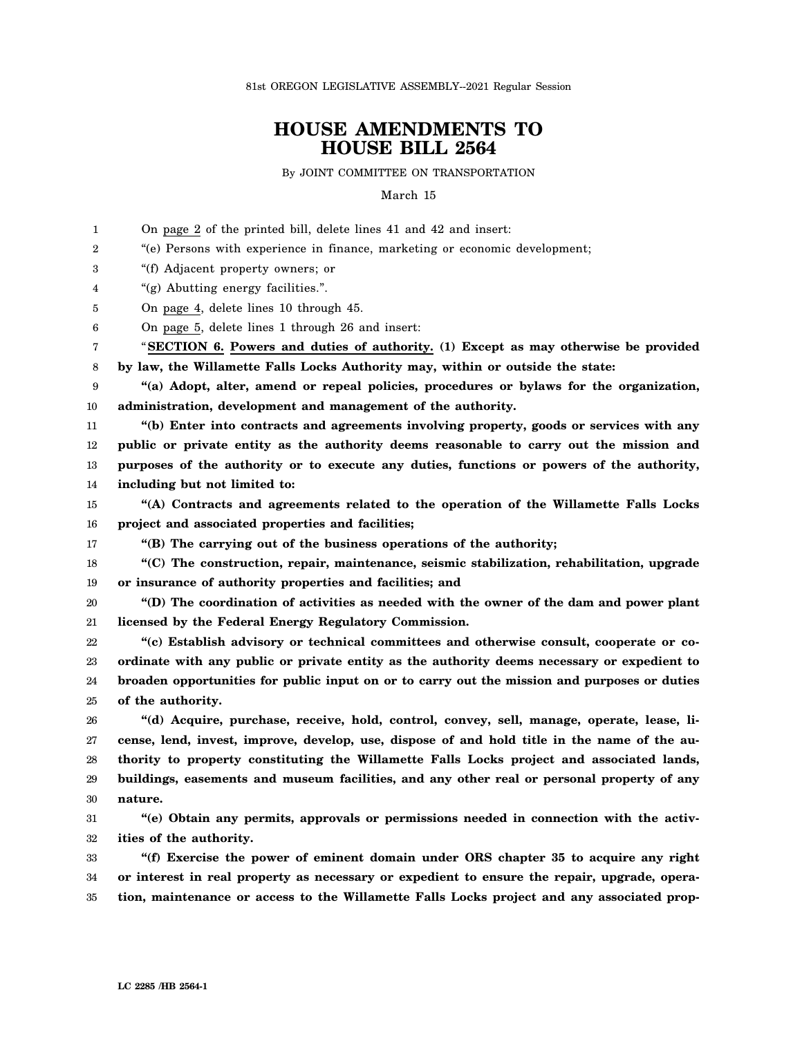81st OREGON LEGISLATIVE ASSEMBLY--2021 Regular Session

# HOUSE AMENDMENTS TO HOUSE BILL 2564

By JOINT COMMITTEE ON TRANSPORTATION

March 15

On page 2 of the printed bill, delete lines 41 and 42 and insert:

"(e) Persons with experience in finance, marketing or economic development;

"(f) Adjacent property owners; or

"(g) Abutting energy facilities.".

On page 4, delete lines 10 through 45.

On page 5, delete lines 1 through 26 and insert:

"**SECTION 6. Powers and duties of authority. (1) Except as may otherwise be provided by law, the Willamette Falls Locks Authority may, within or outside the state:**

**"(a) Adopt, alter, amend or repeal policies, procedures or bylaws for the organization, administration, development and management of the authority.**

**"(b) Enter into contracts and agreements involving property, goods or services with any public or private entity as the authority deems reasonable to carry out the mission and purposes of the authority or to execute any duties, functions or powers of the authority, including but not limited to:**

**"(A) Contracts and agreements related to the operation of the Willamette Falls Locks project and associated properties and facilities;**

**"(B) The carrying out of the business operations of the authority;**

**"(C) The construction, repair, maintenance, seismic stabilization, rehabilitation, upgrade or insurance of authority properties and facilities; and**

**"(D) The coordination of activities as needed with the owner of the dam and power plant licensed by the Federal Energy Regulatory Commission.**

**"(c) Establish advisory or technical committees and otherwise consult, cooperate or coordinate with any public or private entity as the authority deems necessary or expedient to broaden opportunities for public input on or to carry out the mission and purposes or duties of the authority.**

**"(d) Acquire, purchase, receive, hold, control, convey, sell, manage, operate, lease, license, lend, invest, improve, develop, use, dispose of and hold title in the name of the authority to property constituting the Willamette Falls Locks project and associated lands, buildings, easements and museum facilities, and any other real or personal property of any nature.**

**"(e) Obtain any permits, approvals or permissions needed in connection with the activities of the authority.**

**"(f) Exercise the power of eminent domain under ORS chapter 35 to acquire any right or interest in real property as necessary or expedient to ensure the repair, upgrade, operation, maintenance or access to the Willamette Falls Locks project and any associated prop-**

LC 2285 /HB 2564-1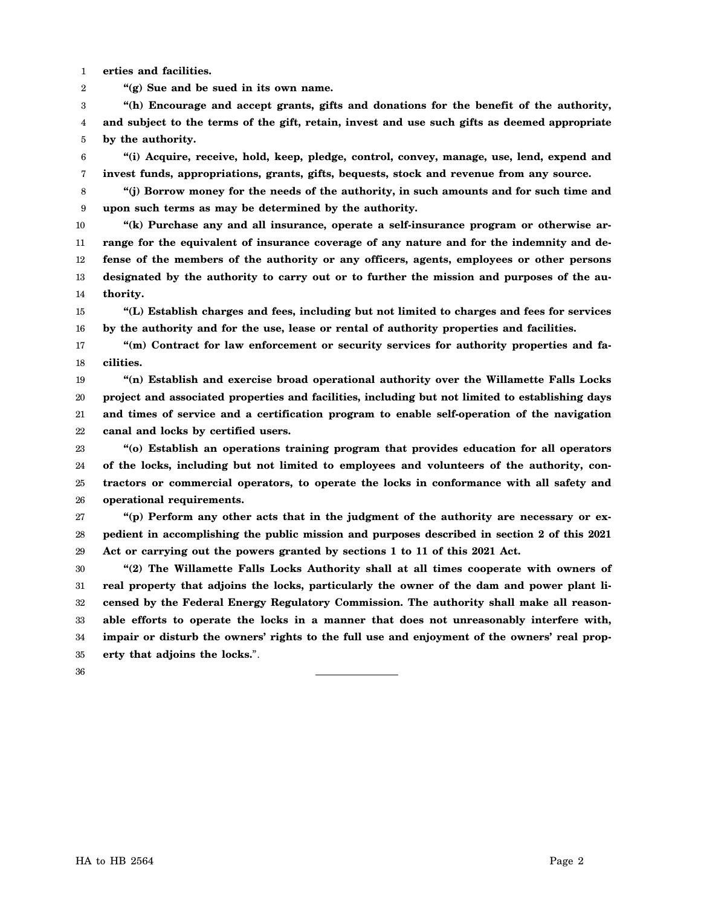**erties and facilities.**

**"(g) Sue and be sued in its own name.**

**"(h) Encourage and accept grants, gifts and donations for the benefit of the authority, and subject to the terms of the gift, retain, invest and use such gifts as deemed appropriate by the authority.**

**"(i) Acquire, receive, hold, keep, pledge, control, convey, manage, use, lend, expend and invest funds, appropriations, grants, gifts, bequests, stock and revenue from any source.**

**"(j) Borrow money for the needs of the authority, in such amounts and for such time and upon such terms as may be determined by the authority.**

**"(k) Purchase any and all insurance, operate a self-insurance program or otherwise arrange for the equivalent of insurance coverage of any nature and for the indemnity and defense of the members of the authority or any officers, agents, employees or other persons designated by the authority to carry out or to further the mission and purposes of the authority.**

**"(L) Establish charges and fees, including but not limited to charges and fees for services by the authority and for the use, lease or rental of authority properties and facilities.**

**"(m) Contract for law enforcement or security services for authority properties and facilities.**

**"(n) Establish and exercise broad operational authority over the Willamette Falls Locks project and associated properties and facilities, including but not limited to establishing days and times of service and a certification program to enable self-operation of the navigation canal and locks by certified users.**

**"(o) Establish an operations training program that provides education for all operators of the locks, including but not limited to employees and volunteers of the authority, contractors or commercial operators, to operate the locks in conformance with all safety and operational requirements.**

**"(p) Perform any other acts that in the judgment of the authority are necessary or expedient in accomplishing the public mission and purposes described in section 2 of this 2021 Act or carrying out the powers granted by sections 1 to 11 of this 2021 Act.**

**"(2) The Willamette Falls Locks Authority shall at all times cooperate with owners of real property that adjoins the locks, particularly the owner of the dam and power plant licensed by the Federal Energy Regulatory Commission. The authority shall make all reasonable efforts to operate the locks in a manner that does not unreasonably interfere with, impair or disturb the owners' rights to the full use and enjoyment of the owners' real property that adjoins the locks.**".